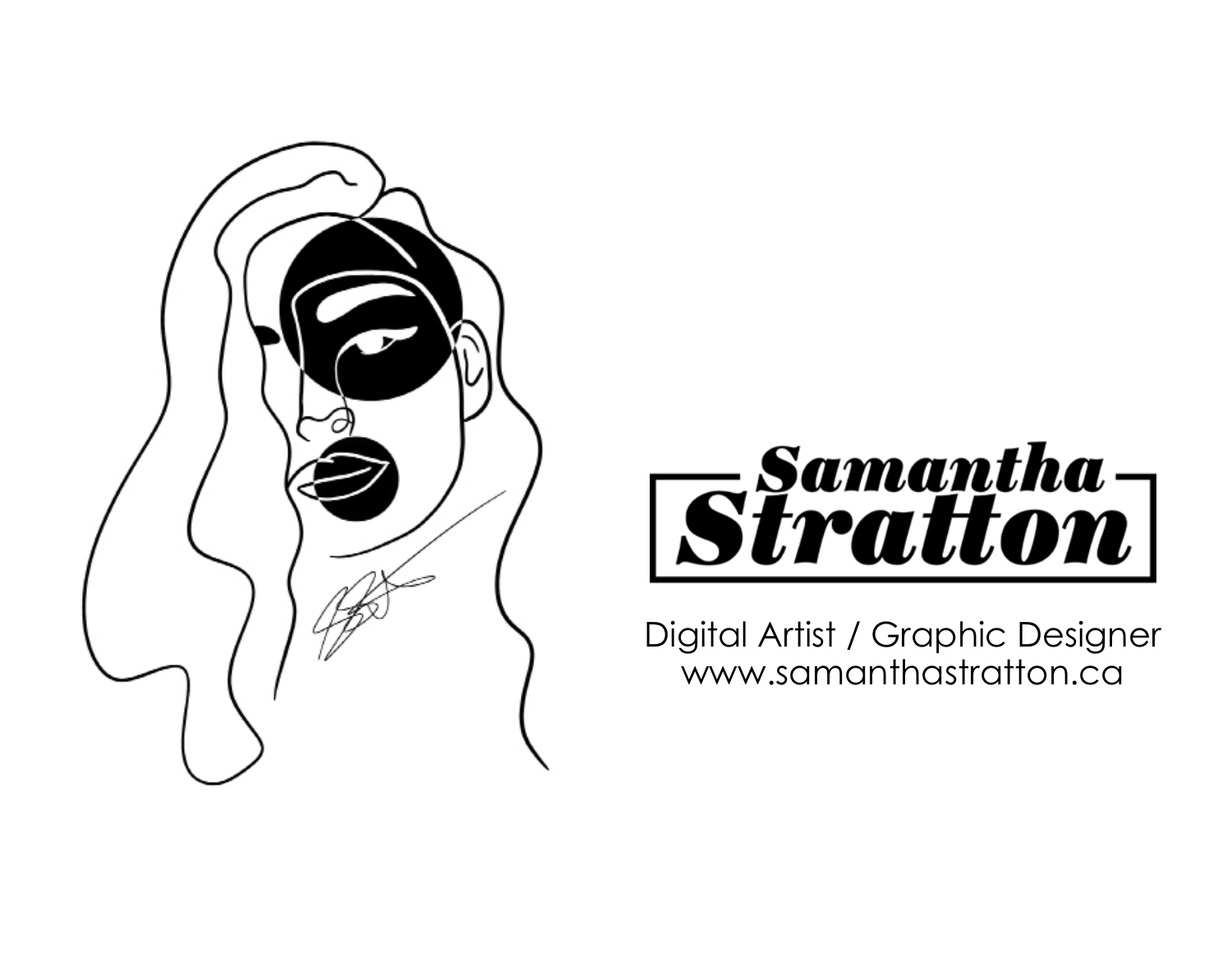# Samantha Stratton

Digital Artist / Graphic Designer
www.samanthastratton.ca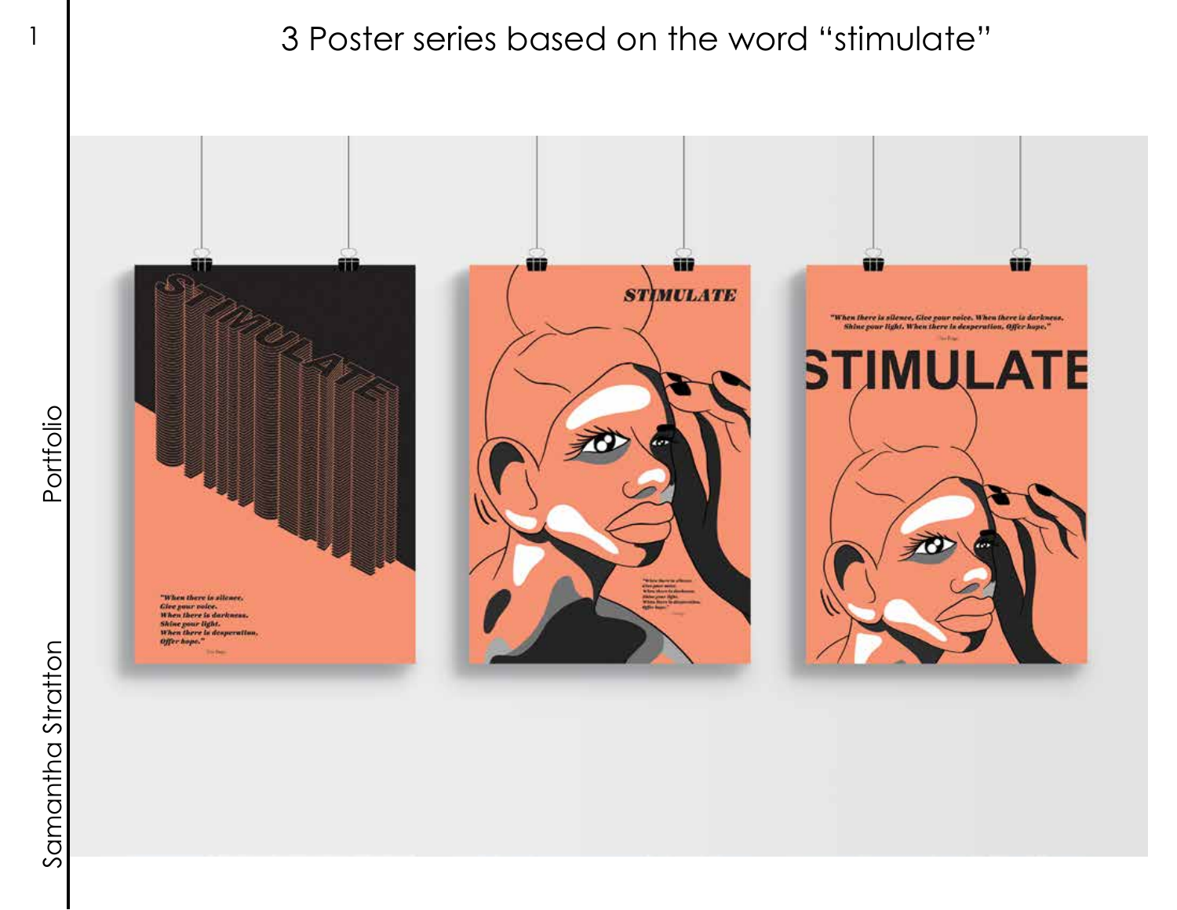# 3 Poster series based on the word "stimulate"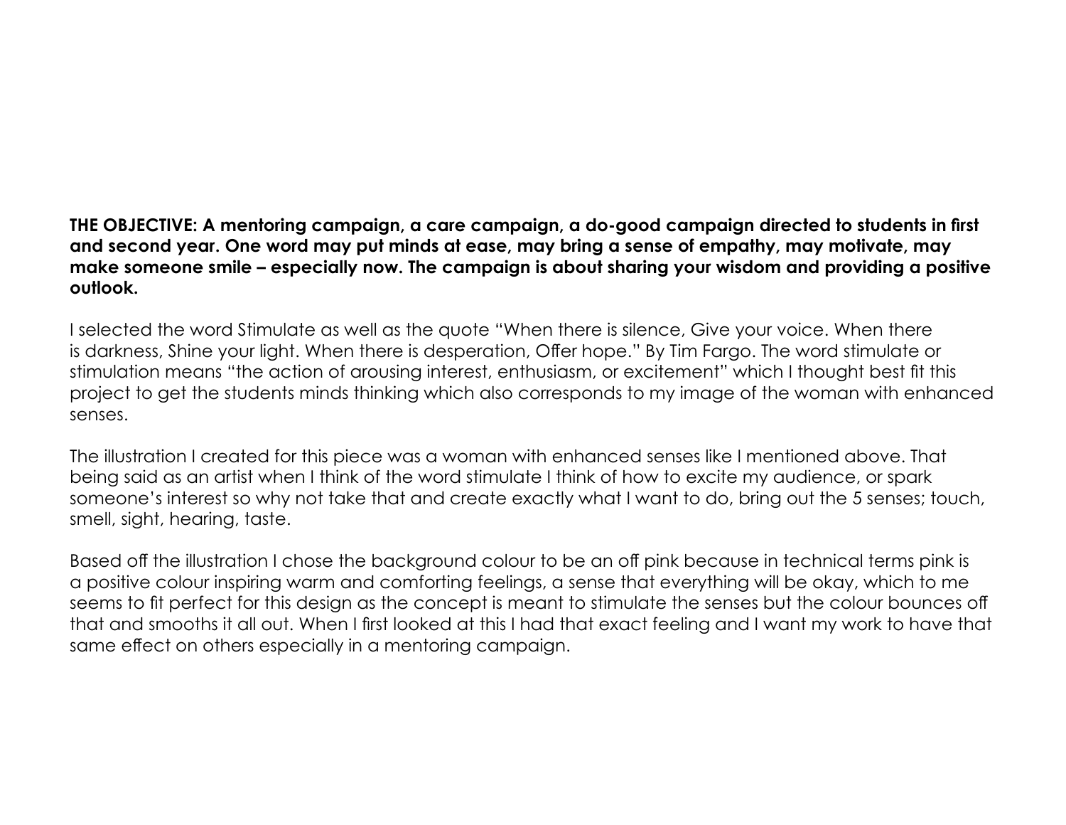**THE OBJECTIVE: A mentoring campaign, a care campaign, a do-good campaign directed to students in first and second year. One word may put minds at ease, may bring a sense of empathy, may motivate, may make someone smile – especially now. The campaign is about sharing your wisdom and providing a positive outlook.**

I selected the word Stimulate as well as the quote "When there is silence, Give your voice. When there is darkness, Shine your light. When there is desperation, Offer hope." By Tim Fargo. The word stimulate or stimulation means "the action of arousing interest, enthusiasm, or excitement" which I thought best fit this project to get the students minds thinking which also corresponds to my image of the woman with enhanced senses.

The illustration I created for this piece was a woman with enhanced senses like I mentioned above. That being said as an artist when I think of the word stimulate I think of how to excite my audience, or spark someone's interest so why not take that and create exactly what I want to do, bring out the 5 senses; touch, smell, sight, hearing, taste.

Based off the illustration I chose the background colour to be an off pink because in technical terms pink is a positive colour inspiring warm and comforting feelings, a sense that everything will be okay, which to me seems to fit perfect for this design as the concept is meant to stimulate the senses but the colour bounces off that and smooths it all out. When I first looked at this I had that exact feeling and I want my work to have that same effect on others especially in a mentoring campaign.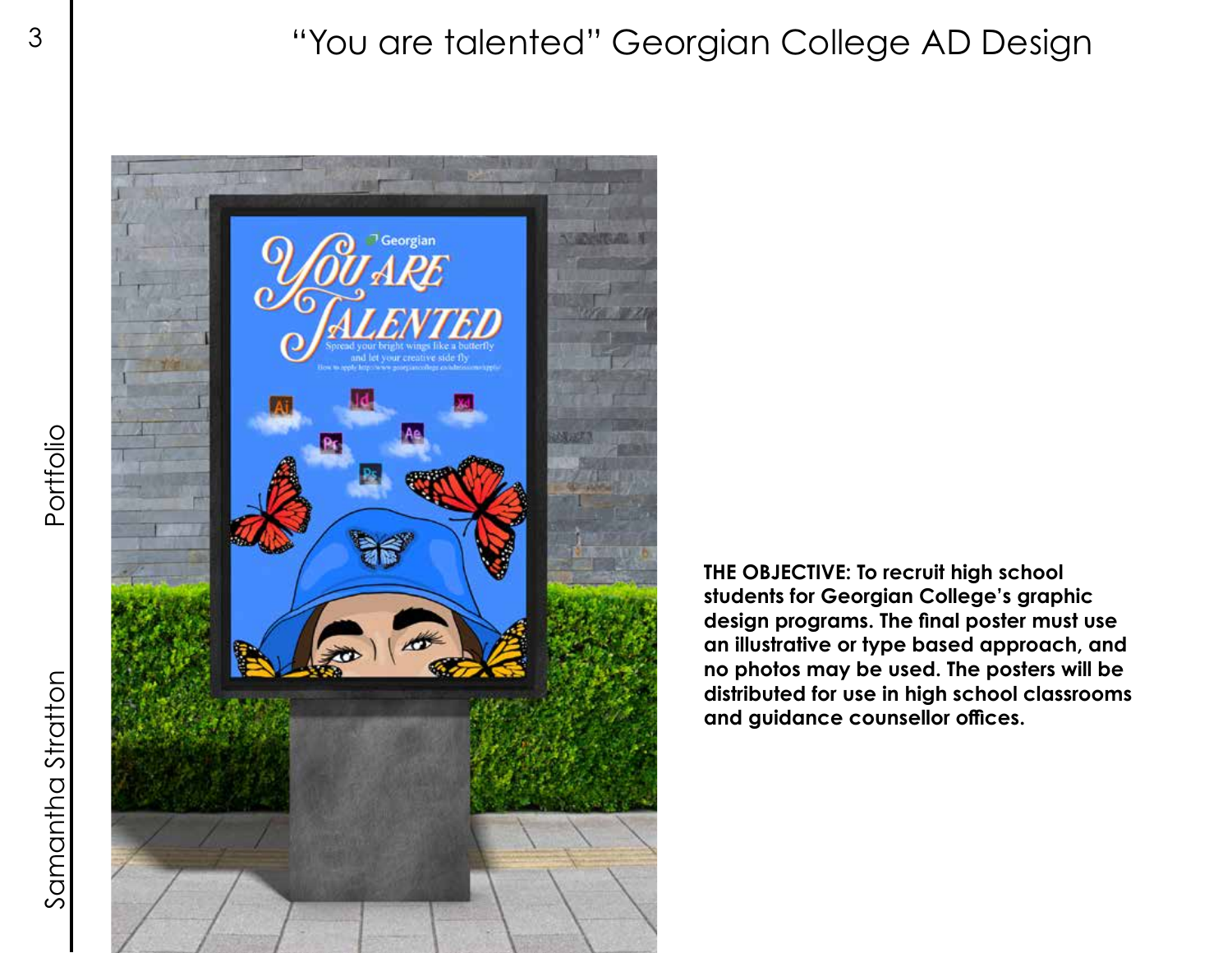# “You are talented” Georgian College AD Design

**THE OBJECTIVE: To recruit high school students for Georgian College’s graphic design programs. The final poster must use an illustrative or type based approach, and no photos may be used. The posters will be distributed for use in high school classrooms and guidance counsellor offices.**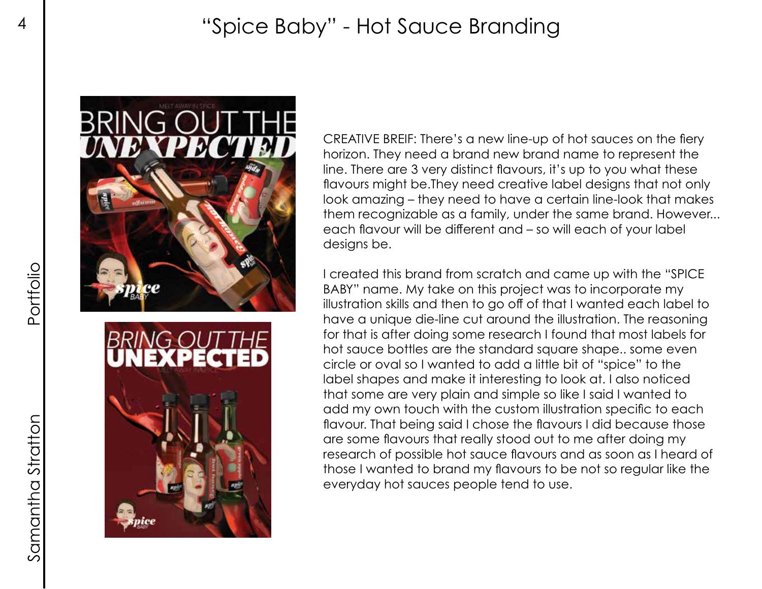# "Spice Baby" - Hot Sauce Branding

CREATIVE BREIF: There's a new line-up of hot sauces on the fiery horizon. They need a brand new brand name to represent the line. There are 3 very distinct flavours, it's up to you what these flavours might be.They need creative label designs that not only look amazing – they need to have a certain line-look that makes them recognizable as a family, under the same brand. However... each flavour will be different and – so will each of your label designs be.

I created this brand from scratch and came up with the "SPICE BABY" name. My take on this project was to incorporate my illustration skills and then to go off of that I wanted each label to have a unique die-line cut around the illustration. The reasoning for that is after doing some research I found that most labels for hot sauce bottles are the standard square shape.. some even circle or oval so I wanted to add a little bit of "spice" to the label shapes and make it interesting to look at. I also noticed that some are very plain and simple so like I said I wanted to add my own touch with the custom illustration specific to each flavour. That being said I chose the flavours I did because those are some flavours that really stood out to me after doing my research of possible hot sauce flavours and as soon as I heard of those I wanted to brand my flavours to be not so regular like the everyday hot sauces people tend to use.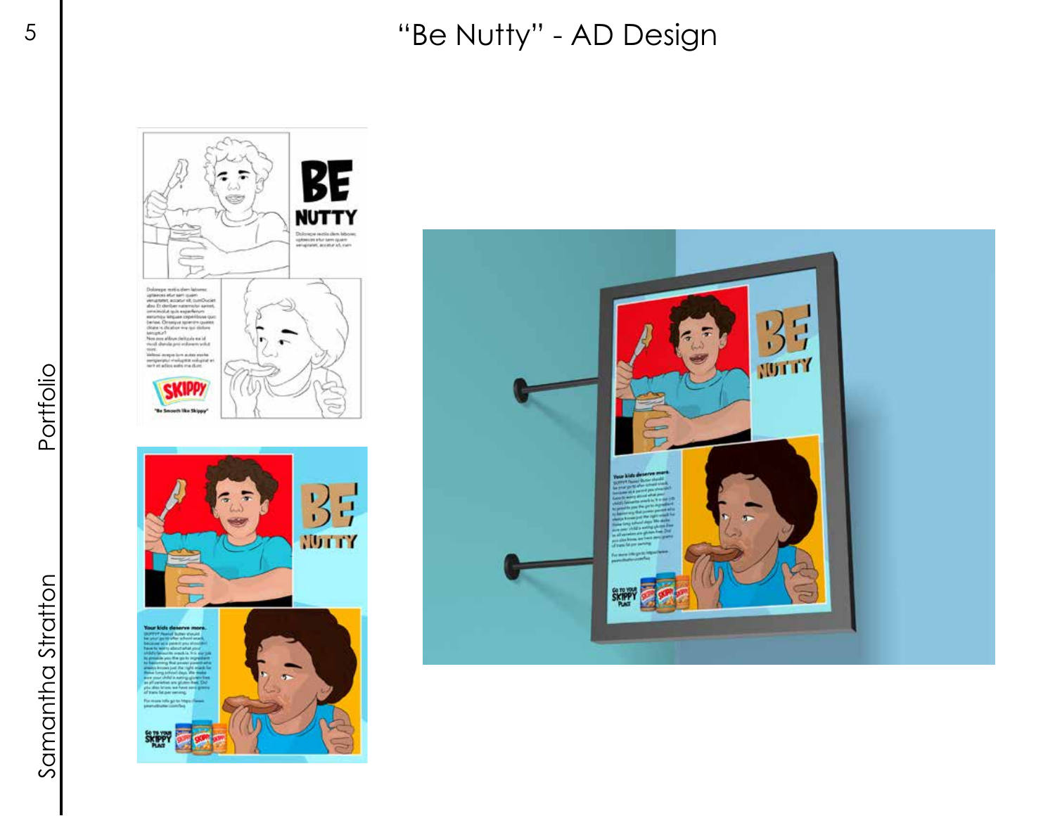# "Be Nutty" - AD Design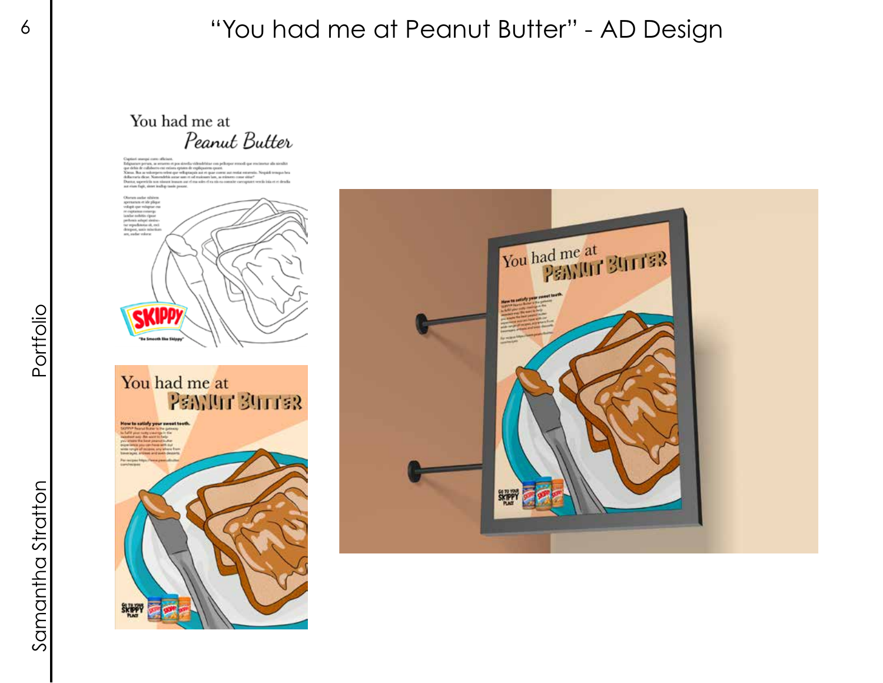# "You had me at Peanut Butter" - AD Design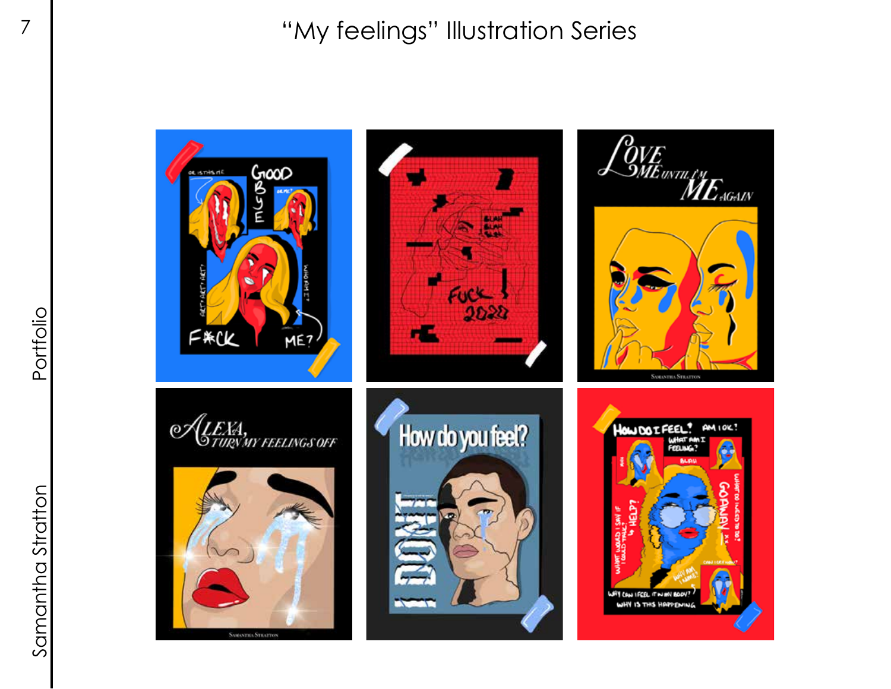# "My feelings" Illustration Series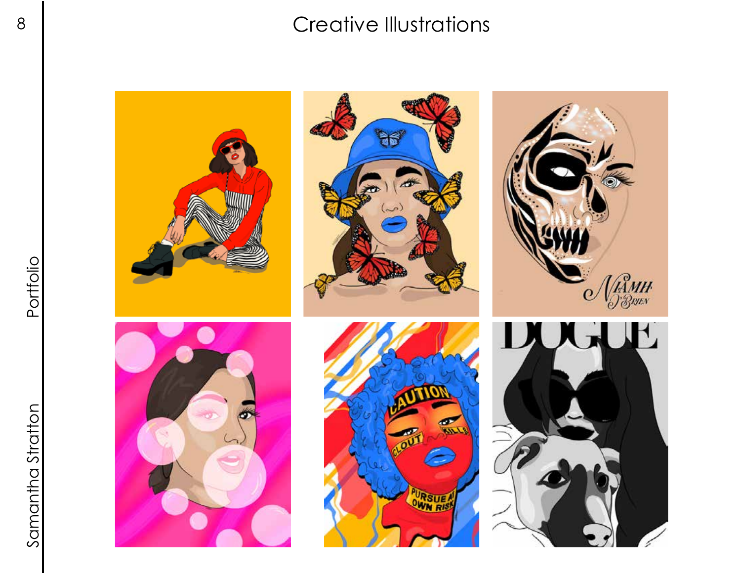# Creative Illustrations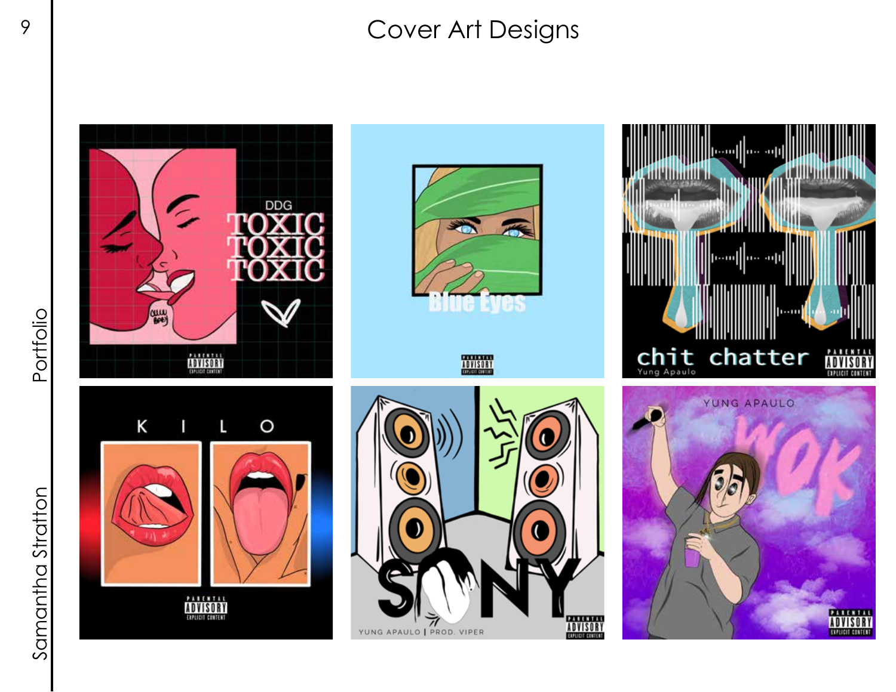# Cover Art Designs